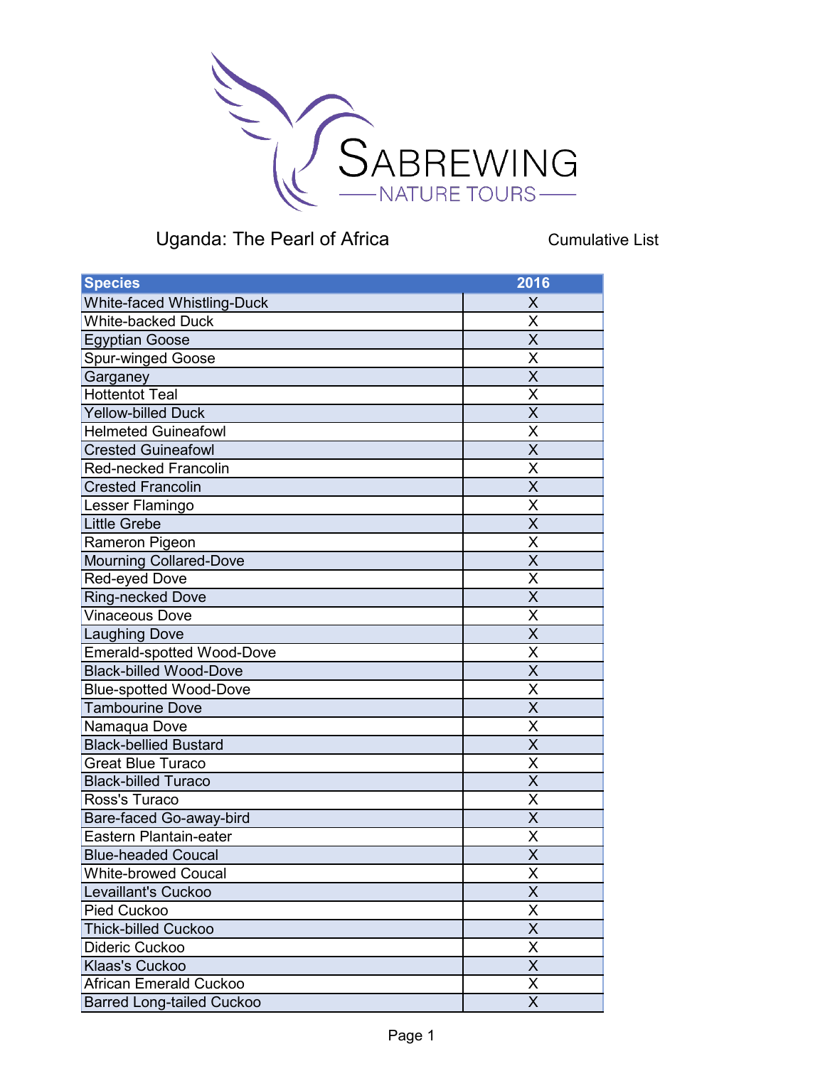Sabrewing Nature Tours

# Uganda: The Pearl of Africa

Cumulative List

| Species | 2016 |
|---|---|
| White-faced Whistling-Duck | X |
| White-backed Duck | X |
| Egyptian Goose | X |
| Spur-winged Goose | X |
| Garganey | X |
| Hottentot Teal | X |
| Yellow-billed Duck | X |
| Helmeted Guineafowl | X |
| Crested Guineafowl | X |
| Red-necked Francolin | X |
| Crested Francolin | X |
| Lesser Flamingo | X |
| Little Grebe | X |
| Rameron Pigeon | X |
| Mourning Collared-Dove | X |
| Red-eyed Dove | X |
| Ring-necked Dove | X |
| Vinaceous Dove | X |
| Laughing Dove | X |
| Emerald-spotted Wood-Dove | X |
| Black-billed Wood-Dove | X |
| Blue-spotted Wood-Dove | X |
| Tambourine Dove | X |
| Namaqua Dove | X |
| Black-bellied Bustard | X |
| Great Blue Turaco | X |
| Black-billed Turaco | X |
| Ross's Turaco | X |
| Bare-faced Go-away-bird | X |
| Eastern Plantain-eater | X |
| Blue-headed Coucal | X |
| White-browed Coucal | X |
| Levaillant's Cuckoo | X |
| Pied Cuckoo | X |
| Thick-billed Cuckoo | X |
| Dideric Cuckoo | X |
| Klaas's Cuckoo | X |
| African Emerald Cuckoo | X |
| Barred Long-tailed Cuckoo | X |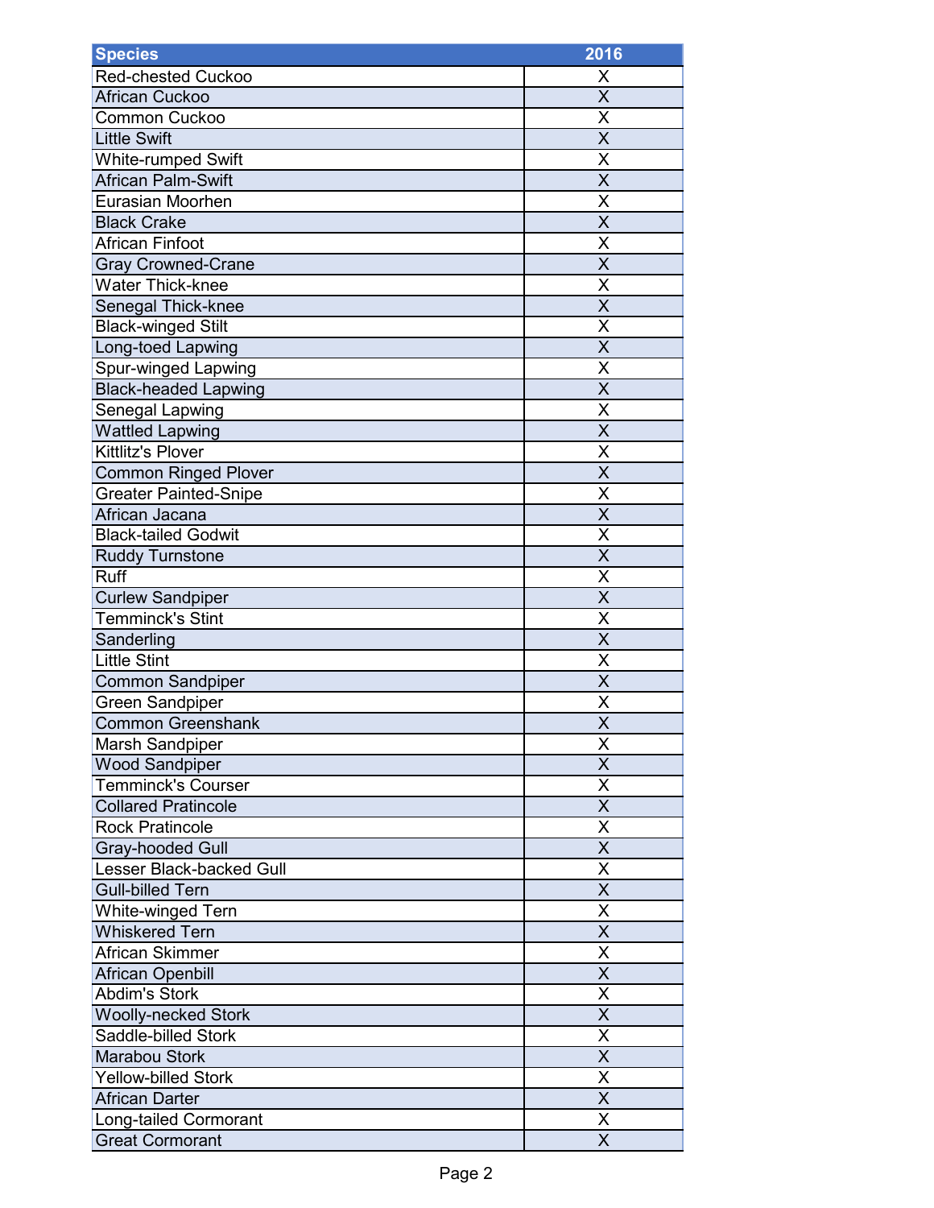| Species | 2016 |
|---|---|
| Red-chested Cuckoo | X |
| African Cuckoo | X |
| Common Cuckoo | X |
| Little Swift | X |
| White-rumped Swift | X |
| African Palm-Swift | X |
| Eurasian Moorhen | X |
| Black Crake | X |
| African Finfoot | X |
| Gray Crowned-Crane | X |
| Water Thick-knee | X |
| Senegal Thick-knee | X |
| Black-winged Stilt | X |
| Long-toed Lapwing | X |
| Spur-winged Lapwing | X |
| Black-headed Lapwing | X |
| Senegal Lapwing | X |
| Wattled Lapwing | X |
| Kittlitz's Plover | X |
| Common Ringed Plover | X |
| Greater Painted-Snipe | X |
| African Jacana | X |
| Black-tailed Godwit | X |
| Ruddy Turnstone | X |
| Ruff | X |
| Curlew Sandpiper | X |
| Temminck's Stint | X |
| Sanderling | X |
| Little Stint | X |
| Common Sandpiper | X |
| Green Sandpiper | X |
| Common Greenshank | X |
| Marsh Sandpiper | X |
| Wood Sandpiper | X |
| Temminck's Courser | X |
| Collared Pratincole | X |
| Rock Pratincole | X |
| Gray-hooded Gull | X |
| Lesser Black-backed Gull | X |
| Gull-billed Tern | X |
| White-winged Tern | X |
| Whiskered Tern | X |
| African Skimmer | X |
| African Openbill | X |
| Abdim's Stork | X |
| Woolly-necked Stork | X |
| Saddle-billed Stork | X |
| Marabou Stork | X |
| Yellow-billed Stork | X |
| African Darter | X |
| Long-tailed Cormorant | X |
| Great Cormorant | X |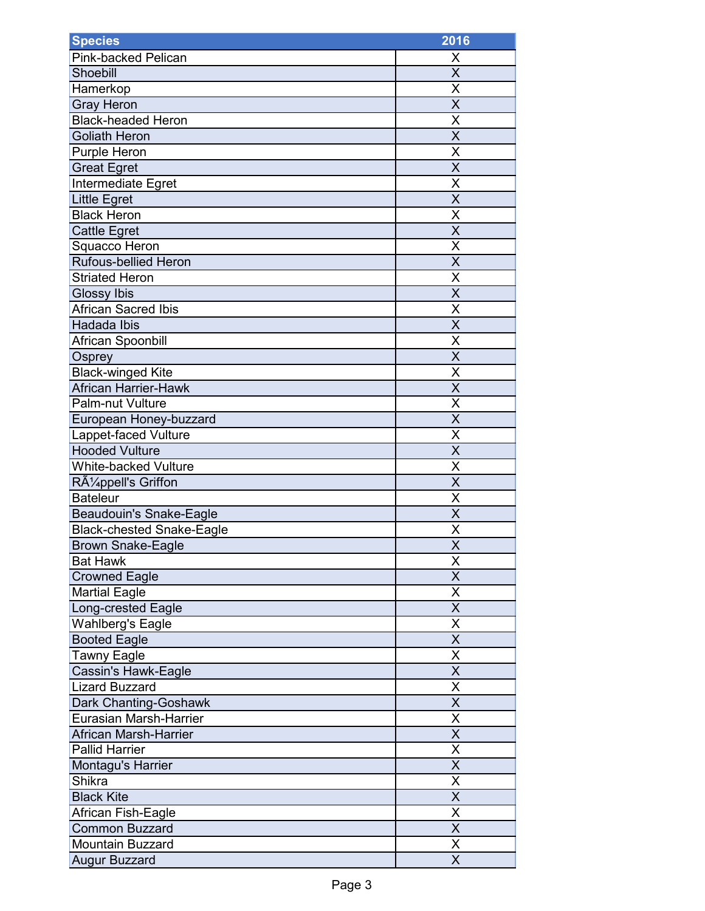| Species | 2016 |
| --- | --- |
| Pink-backed Pelican | X |
| Shoebill | X |
| Hamerkop | X |
| Gray Heron | X |
| Black-headed Heron | X |
| Goliath Heron | X |
| Purple Heron | X |
| Great Egret | X |
| Intermediate Egret | X |
| Little Egret | X |
| Black Heron | X |
| Cattle Egret | X |
| Squacco Heron | X |
| Rufous-bellied Heron | X |
| Striated Heron | X |
| Glossy Ibis | X |
| African Sacred Ibis | X |
| Hadada Ibis | X |
| African Spoonbill | X |
| Osprey | X |
| Black-winged Kite | X |
| African Harrier-Hawk | X |
| Palm-nut Vulture | X |
| European Honey-buzzard | X |
| Lappet-faced Vulture | X |
| Hooded Vulture | X |
| White-backed Vulture | X |
| RÃ¼ppell's Griffon | X |
| Bateleur | X |
| Beaudouin's Snake-Eagle | X |
| Black-chested Snake-Eagle | X |
| Brown Snake-Eagle | X |
| Bat Hawk | X |
| Crowned Eagle | X |
| Martial Eagle | X |
| Long-crested Eagle | X |
| Wahlberg's Eagle | X |
| Booted Eagle | X |
| Tawny Eagle | X |
| Cassin's Hawk-Eagle | X |
| Lizard Buzzard | X |
| Dark Chanting-Goshawk | X |
| Eurasian Marsh-Harrier | X |
| African Marsh-Harrier | X |
| Pallid Harrier | X |
| Montagu's Harrier | X |
| Shikra | X |
| Black Kite | X |
| African Fish-Eagle | X |
| Common Buzzard | X |
| Mountain Buzzard | X |
| Augur Buzzard | X |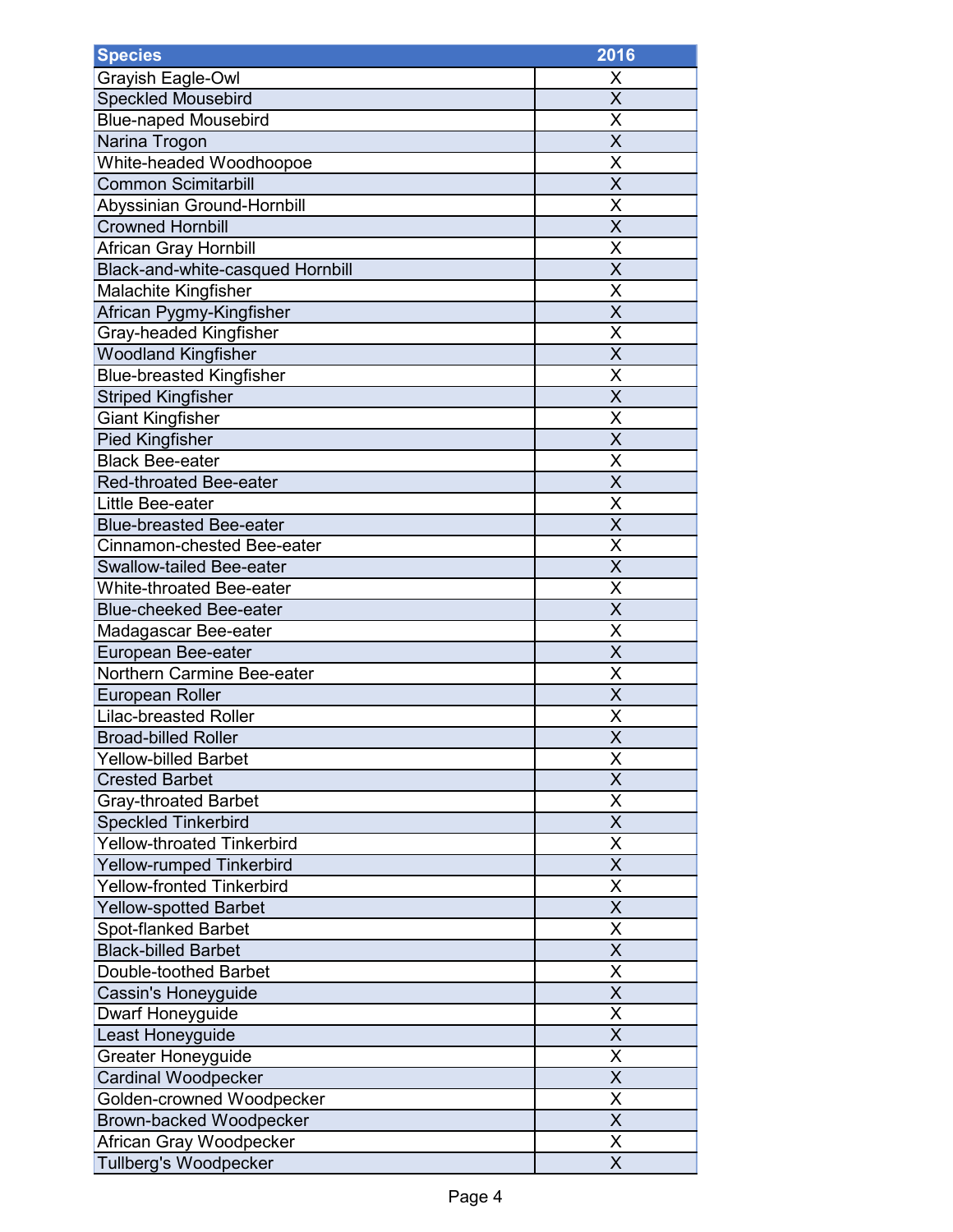| Species | 2016 |
|---|---|
| Grayish Eagle-Owl | X |
| Speckled Mousebird | X |
| Blue-naped Mousebird | X |
| Narina Trogon | X |
| White-headed Woodhoopoe | X |
| Common Scimitarbill | X |
| Abyssinian Ground-Hornbill | X |
| Crowned Hornbill | X |
| African Gray Hornbill | X |
| Black-and-white-casqued Hornbill | X |
| Malachite Kingfisher | X |
| African Pygmy-Kingfisher | X |
| Gray-headed Kingfisher | X |
| Woodland Kingfisher | X |
| Blue-breasted Kingfisher | X |
| Striped Kingfisher | X |
| Giant Kingfisher | X |
| Pied Kingfisher | X |
| Black Bee-eater | X |
| Red-throated Bee-eater | X |
| Little Bee-eater | X |
| Blue-breasted Bee-eater | X |
| Cinnamon-chested Bee-eater | X |
| Swallow-tailed Bee-eater | X |
| White-throated Bee-eater | X |
| Blue-cheeked Bee-eater | X |
| Madagascar Bee-eater | X |
| European Bee-eater | X |
| Northern Carmine Bee-eater | X |
| European Roller | X |
| Lilac-breasted Roller | X |
| Broad-billed Roller | X |
| Yellow-billed Barbet | X |
| Crested Barbet | X |
| Gray-throated Barbet | X |
| Speckled Tinkerbird | X |
| Yellow-throated Tinkerbird | X |
| Yellow-rumped Tinkerbird | X |
| Yellow-fronted Tinkerbird | X |
| Yellow-spotted Barbet | X |
| Spot-flanked Barbet | X |
| Black-billed Barbet | X |
| Double-toothed Barbet | X |
| Cassin's Honeyguide | X |
| Dwarf Honeyguide | X |
| Least Honeyguide | X |
| Greater Honeyguide | X |
| Cardinal Woodpecker | X |
| Golden-crowned Woodpecker | X |
| Brown-backed Woodpecker | X |
| African Gray Woodpecker | X |
| Tullberg's Woodpecker | X |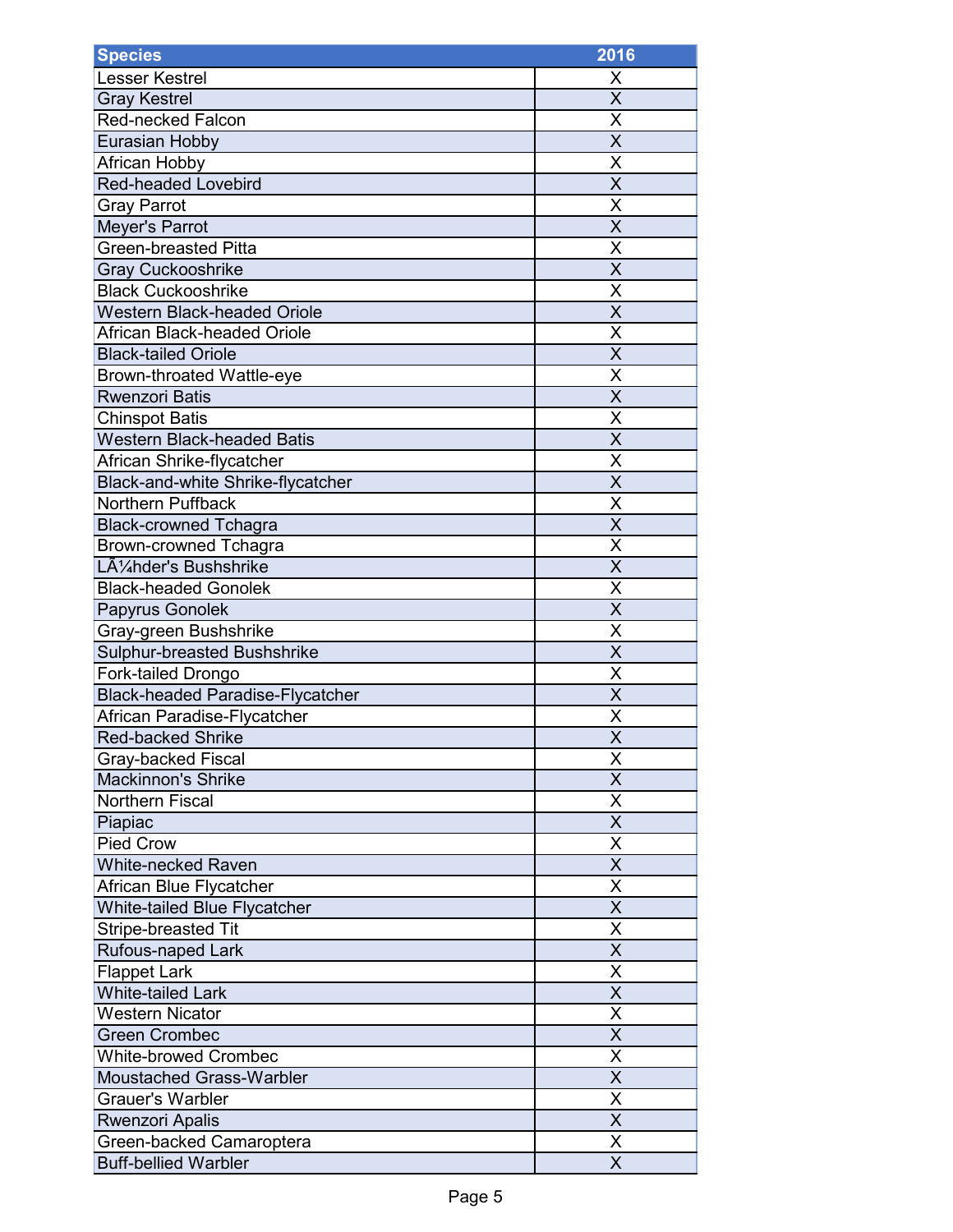| Species | 2016 |
| --- | --- |
| Lesser Kestrel | X |
| Gray Kestrel | X |
| Red-necked Falcon | X |
| Eurasian Hobby | X |
| African Hobby | X |
| Red-headed Lovebird | X |
| Gray Parrot | X |
| Meyer's Parrot | X |
| Green-breasted Pitta | X |
| Gray Cuckooshrike | X |
| Black Cuckooshrike | X |
| Western Black-headed Oriole | X |
| African Black-headed Oriole | X |
| Black-tailed Oriole | X |
| Brown-throated Wattle-eye | X |
| Rwenzori Batis | X |
| Chinspot Batis | X |
| Western Black-headed Batis | X |
| African Shrike-flycatcher | X |
| Black-and-white Shrike-flycatcher | X |
| Northern Puffback | X |
| Black-crowned Tchagra | X |
| Brown-crowned Tchagra | X |
| LÃ¼hder's Bushshrike | X |
| Black-headed Gonolek | X |
| Papyrus Gonolek | X |
| Gray-green Bushshrike | X |
| Sulphur-breasted Bushshrike | X |
| Fork-tailed Drongo | X |
| Black-headed Paradise-Flycatcher | X |
| African Paradise-Flycatcher | X |
| Red-backed Shrike | X |
| Gray-backed Fiscal | X |
| Mackinnon's Shrike | X |
| Northern Fiscal | X |
| Piapiac | X |
| Pied Crow | X |
| White-necked Raven | X |
| African Blue Flycatcher | X |
| White-tailed Blue Flycatcher | X |
| Stripe-breasted Tit | X |
| Rufous-naped Lark | X |
| Flappet Lark | X |
| White-tailed Lark | X |
| Western Nicator | X |
| Green Crombec | X |
| White-browed Crombec | X |
| Moustached Grass-Warbler | X |
| Grauer's Warbler | X |
| Rwenzori Apalis | X |
| Green-backed Camaroptera | X |
| Buff-bellied Warbler | X |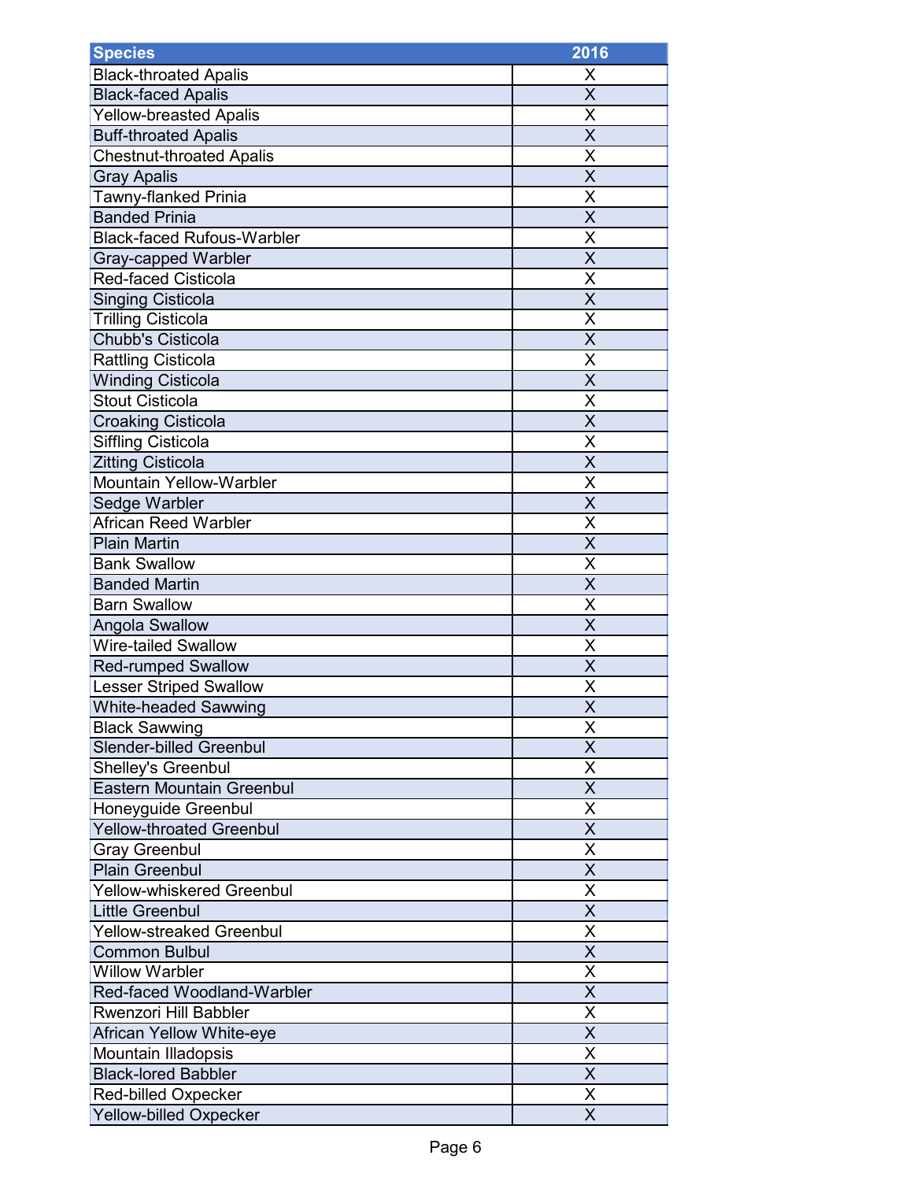| Species | 2016 |
| --- | --- |
| Black-throated Apalis | X |
| Black-faced Apalis | X |
| Yellow-breasted Apalis | X |
| Buff-throated Apalis | X |
| Chestnut-throated Apalis | X |
| Gray Apalis | X |
| Tawny-flanked Prinia | X |
| Banded Prinia | X |
| Black-faced Rufous-Warbler | X |
| Gray-capped Warbler | X |
| Red-faced Cisticola | X |
| Singing Cisticola | X |
| Trilling Cisticola | X |
| Chubb's Cisticola | X |
| Rattling Cisticola | X |
| Winding Cisticola | X |
| Stout Cisticola | X |
| Croaking Cisticola | X |
| Siffling Cisticola | X |
| Zitting Cisticola | X |
| Mountain Yellow-Warbler | X |
| Sedge Warbler | X |
| African Reed Warbler | X |
| Plain Martin | X |
| Bank Swallow | X |
| Banded Martin | X |
| Barn Swallow | X |
| Angola Swallow | X |
| Wire-tailed Swallow | X |
| Red-rumped Swallow | X |
| Lesser Striped Swallow | X |
| White-headed Sawwing | X |
| Black Sawwing | X |
| Slender-billed Greenbul | X |
| Shelley's Greenbul | X |
| Eastern Mountain Greenbul | X |
| Honeyguide Greenbul | X |
| Yellow-throated Greenbul | X |
| Gray Greenbul | X |
| Plain Greenbul | X |
| Yellow-whiskered Greenbul | X |
| Little Greenbul | X |
| Yellow-streaked Greenbul | X |
| Common Bulbul | X |
| Willow Warbler | X |
| Red-faced Woodland-Warbler | X |
| Rwenzori Hill Babbler | X |
| African Yellow White-eye | X |
| Mountain Illadopsis | X |
| Black-lored Babbler | X |
| Red-billed Oxpecker | X |
| Yellow-billed Oxpecker | X |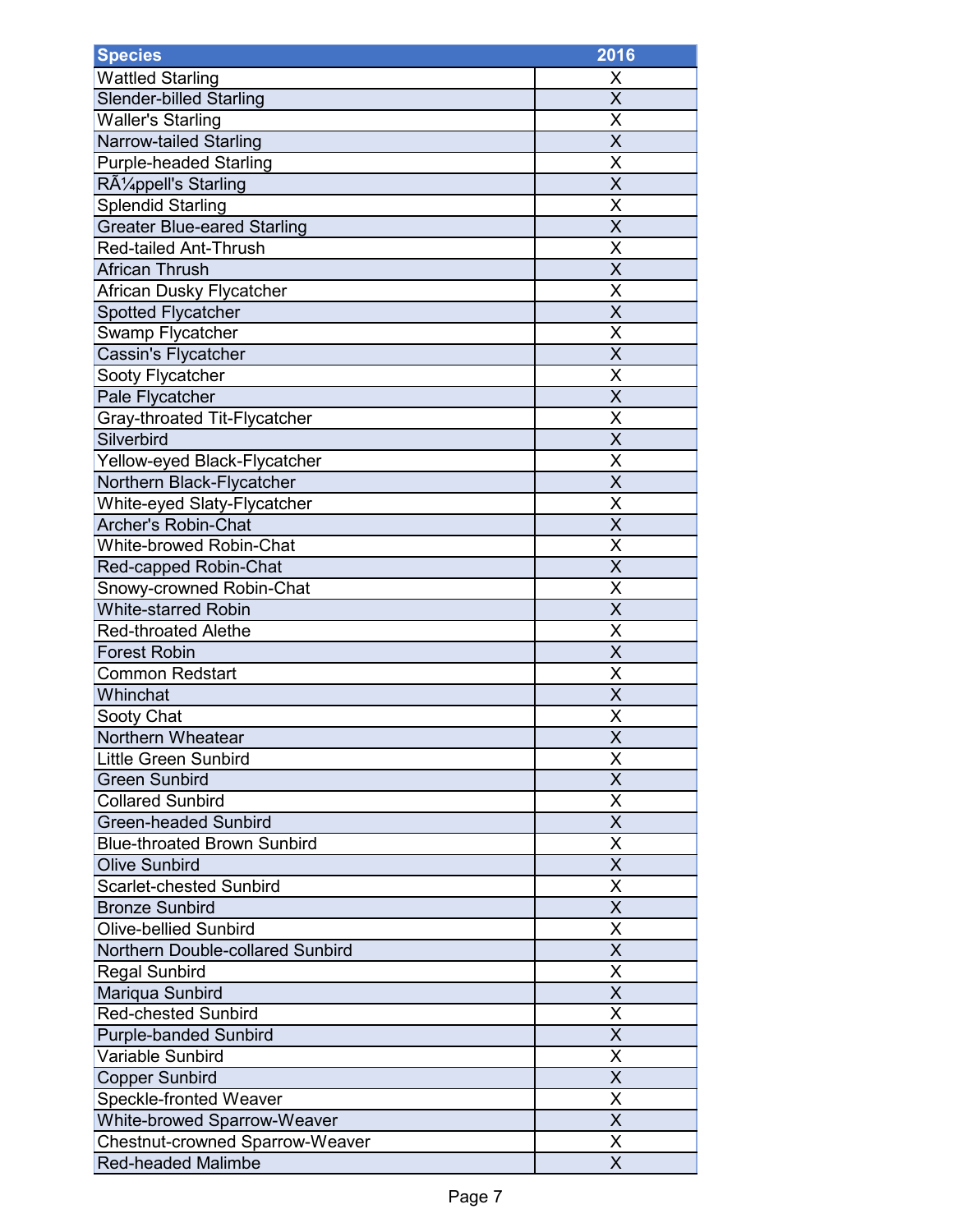| Species | 2016 |
|---|---|
| Wattled Starling | X |
| Slender-billed Starling | X |
| Waller's Starling | X |
| Narrow-tailed Starling | X |
| Purple-headed Starling | X |
| RÃ¼ppell's Starling | X |
| Splendid Starling | X |
| Greater Blue-eared Starling | X |
| Red-tailed Ant-Thrush | X |
| African Thrush | X |
| African Dusky Flycatcher | X |
| Spotted Flycatcher | X |
| Swamp Flycatcher | X |
| Cassin's Flycatcher | X |
| Sooty Flycatcher | X |
| Pale Flycatcher | X |
| Gray-throated Tit-Flycatcher | X |
| Silverbird | X |
| Yellow-eyed Black-Flycatcher | X |
| Northern Black-Flycatcher | X |
| White-eyed Slaty-Flycatcher | X |
| Archer's Robin-Chat | X |
| White-browed Robin-Chat | X |
| Red-capped Robin-Chat | X |
| Snowy-crowned Robin-Chat | X |
| White-starred Robin | X |
| Red-throated Alethe | X |
| Forest Robin | X |
| Common Redstart | X |
| Whinchat | X |
| Sooty Chat | X |
| Northern Wheatear | X |
| Little Green Sunbird | X |
| Green Sunbird | X |
| Collared Sunbird | X |
| Green-headed Sunbird | X |
| Blue-throated Brown Sunbird | X |
| Olive Sunbird | X |
| Scarlet-chested Sunbird | X |
| Bronze Sunbird | X |
| Olive-bellied Sunbird | X |
| Northern Double-collared Sunbird | X |
| Regal Sunbird | X |
| Mariqua Sunbird | X |
| Red-chested Sunbird | X |
| Purple-banded Sunbird | X |
| Variable Sunbird | X |
| Copper Sunbird | X |
| Speckle-fronted Weaver | X |
| White-browed Sparrow-Weaver | X |
| Chestnut-crowned Sparrow-Weaver | X |
| Red-headed Malimbe | X |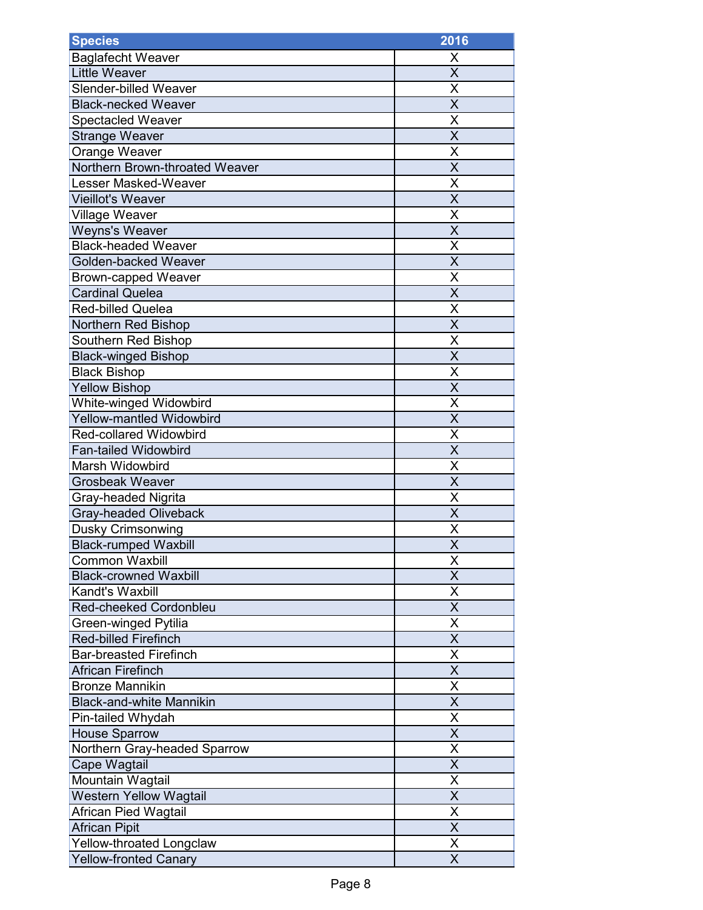| Species | 2016 |
| --- | --- |
| Baglafecht Weaver | X |
| Little Weaver | X |
| Slender-billed Weaver | X |
| Black-necked Weaver | X |
| Spectacled Weaver | X |
| Strange Weaver | X |
| Orange Weaver | X |
| Northern Brown-throated Weaver | X |
| Lesser Masked-Weaver | X |
| Vieillot's Weaver | X |
| Village Weaver | X |
| Weyns's Weaver | X |
| Black-headed Weaver | X |
| Golden-backed Weaver | X |
| Brown-capped Weaver | X |
| Cardinal Quelea | X |
| Red-billed Quelea | X |
| Northern Red Bishop | X |
| Southern Red Bishop | X |
| Black-winged Bishop | X |
| Black Bishop | X |
| Yellow Bishop | X |
| White-winged Widowbird | X |
| Yellow-mantled Widowbird | X |
| Red-collared Widowbird | X |
| Fan-tailed Widowbird | X |
| Marsh Widowbird | X |
| Grosbeak Weaver | X |
| Gray-headed Nigrita | X |
| Gray-headed Oliveback | X |
| Dusky Crimsonwing | X |
| Black-rumped Waxbill | X |
| Common Waxbill | X |
| Black-crowned Waxbill | X |
| Kandt's Waxbill | X |
| Red-cheeked Cordonbleu | X |
| Green-winged Pytilia | X |
| Red-billed Firefinch | X |
| Bar-breasted Firefinch | X |
| African Firefinch | X |
| Bronze Mannikin | X |
| Black-and-white Mannikin | X |
| Pin-tailed Whydah | X |
| House Sparrow | X |
| Northern Gray-headed Sparrow | X |
| Cape Wagtail | X |
| Mountain Wagtail | X |
| Western Yellow Wagtail | X |
| African Pied Wagtail | X |
| African Pipit | X |
| Yellow-throated Longclaw | X |
| Yellow-fronted Canary | X |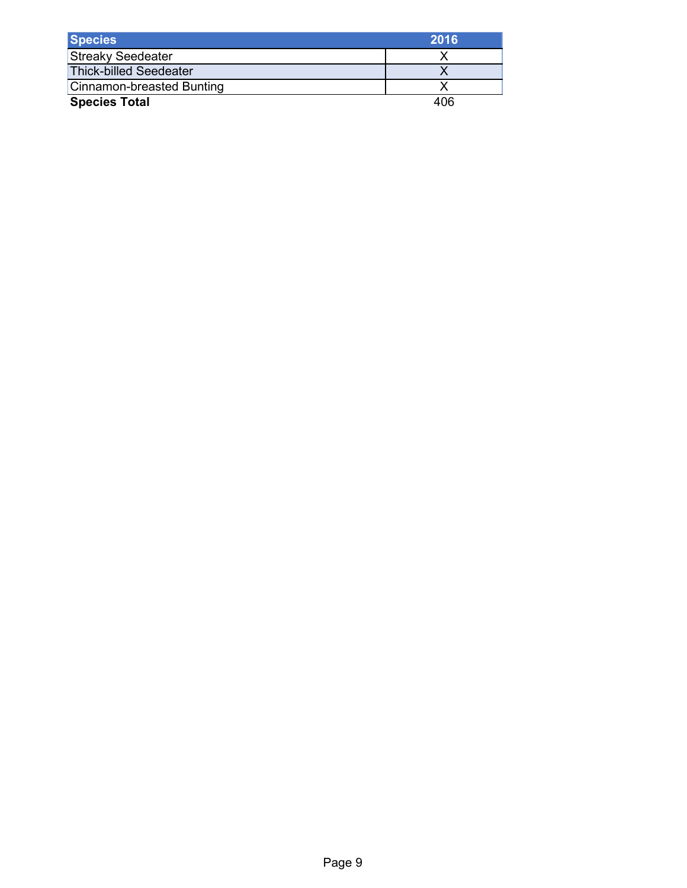| Species | 2016 |
|---|---|
| Streaky Seedeater | X |
| Thick-billed Seedeater | X |
| Cinnamon-breasted Bunting | X |
| **Species Total** | 406 |